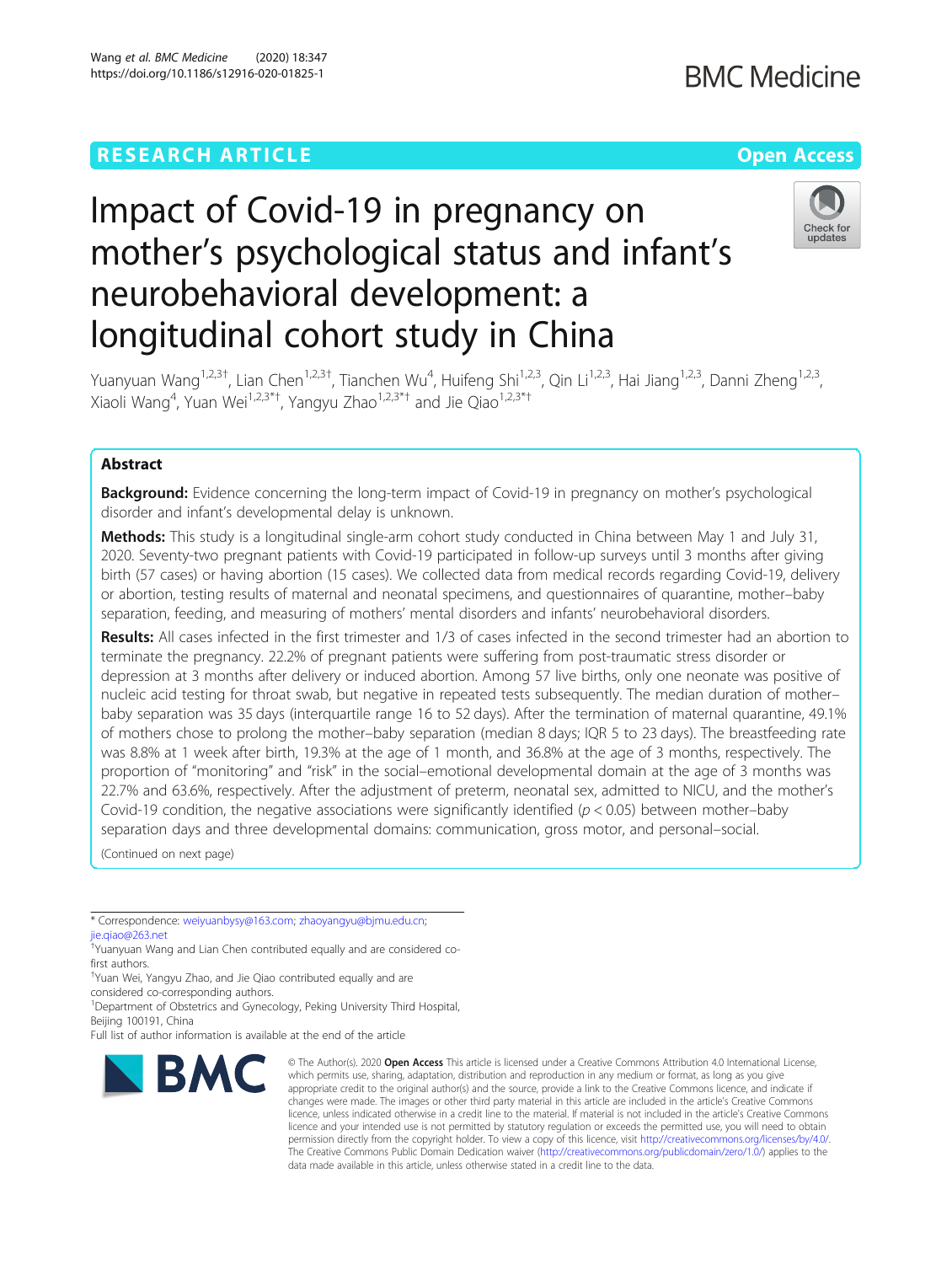RESEARCH ARTICLE

Open Access

# Impact of Covid-19 in pregnancy on mother's psychological status and infant's neurobehavioral development: a longitudinal cohort study in China

Yuanyuan Wang[1,2,3†], Lian Chen[1,2,3†], Tianchen Wu[4], Huifeng Shi[1,2,3], Qin Li[1,2,3], Hai Jiang[1,2,3], Danni Zheng[1,2,3], Xiaoli Wang[4], Yuan Wei[1,2,3*†], Yangyu Zhao[1,2,3*†] and Jie Qiao[1,2,3*†]

## Abstract

**Background:** Evidence concerning the long-term impact of Covid-19 in pregnancy on mother's psychological disorder and infant's developmental delay is unknown.

**Methods:** This study is a longitudinal single-arm cohort study conducted in China between May 1 and July 31, 2020. Seventy-two pregnant patients with Covid-19 participated in follow-up surveys until 3 months after giving birth (57 cases) or having abortion (15 cases). We collected data from medical records regarding Covid-19, delivery or abortion, testing results of maternal and neonatal specimens, and questionnaires of quarantine, mother–baby separation, feeding, and measuring of mothers' mental disorders and infants' neurobehavioral disorders.

**Results:** All cases infected in the first trimester and 1/3 of cases infected in the second trimester had an abortion to terminate the pregnancy. 22.2% of pregnant patients were suffering from post-traumatic stress disorder or depression at 3 months after delivery or induced abortion. Among 57 live births, only one neonate was positive of nucleic acid testing for throat swab, but negative in repeated tests subsequently. The median duration of mother–baby separation was 35 days (interquartile range 16 to 52 days). After the termination of maternal quarantine, 49.1% of mothers chose to prolong the mother–baby separation (median 8 days; IQR 5 to 23 days). The breastfeeding rate was 8.8% at 1 week after birth, 19.3% at the age of 1 month, and 36.8% at the age of 3 months, respectively. The proportion of "monitoring" and "risk" in the social–emotional developmental domain at the age of 3 months was 22.7% and 63.6%, respectively. After the adjustment of preterm, neonatal sex, admitted to NICU, and the mother's Covid-19 condition, the negative associations were significantly identified ($p < 0.05$) between mother–baby separation days and three developmental domains: communication, gross motor, and personal–social.

(Continued on next page)

\* Correspondence: weiyuanbysy@163.com; zhaoyangyu@bjmu.edu.cn; jie.qiao@263.net

†Yuanyuan Wang and Lian Chen contributed equally and are considered co-first authors.

†Yuan Wei, Yangyu Zhao, and Jie Qiao contributed equally and are considered co-corresponding authors.

[1]Department of Obstetrics and Gynecology, Peking University Third Hospital, Beijing 100191, China

Full list of author information is available at the end of the article

© The Author(s). 2020 **Open Access** This article is licensed under a Creative Commons Attribution 4.0 International License, which permits use, sharing, adaptation, distribution and reproduction in any medium or format, as long as you give appropriate credit to the original author(s) and the source, provide a link to the Creative Commons licence, and indicate if changes were made. The images or other third party material in this article are included in the article's Creative Commons licence, unless indicated otherwise in a credit line to the material. If material is not included in the article's Creative Commons licence and your intended use is not permitted by statutory regulation or exceeds the permitted use, you will need to obtain permission directly from the copyright holder. To view a copy of this licence, visit http://creativecommons.org/licenses/by/4.0/. The Creative Commons Public Domain Dedication waiver (http://creativecommons.org/publicdomain/zero/1.0/) applies to the data made available in this article, unless otherwise stated in a credit line to the data.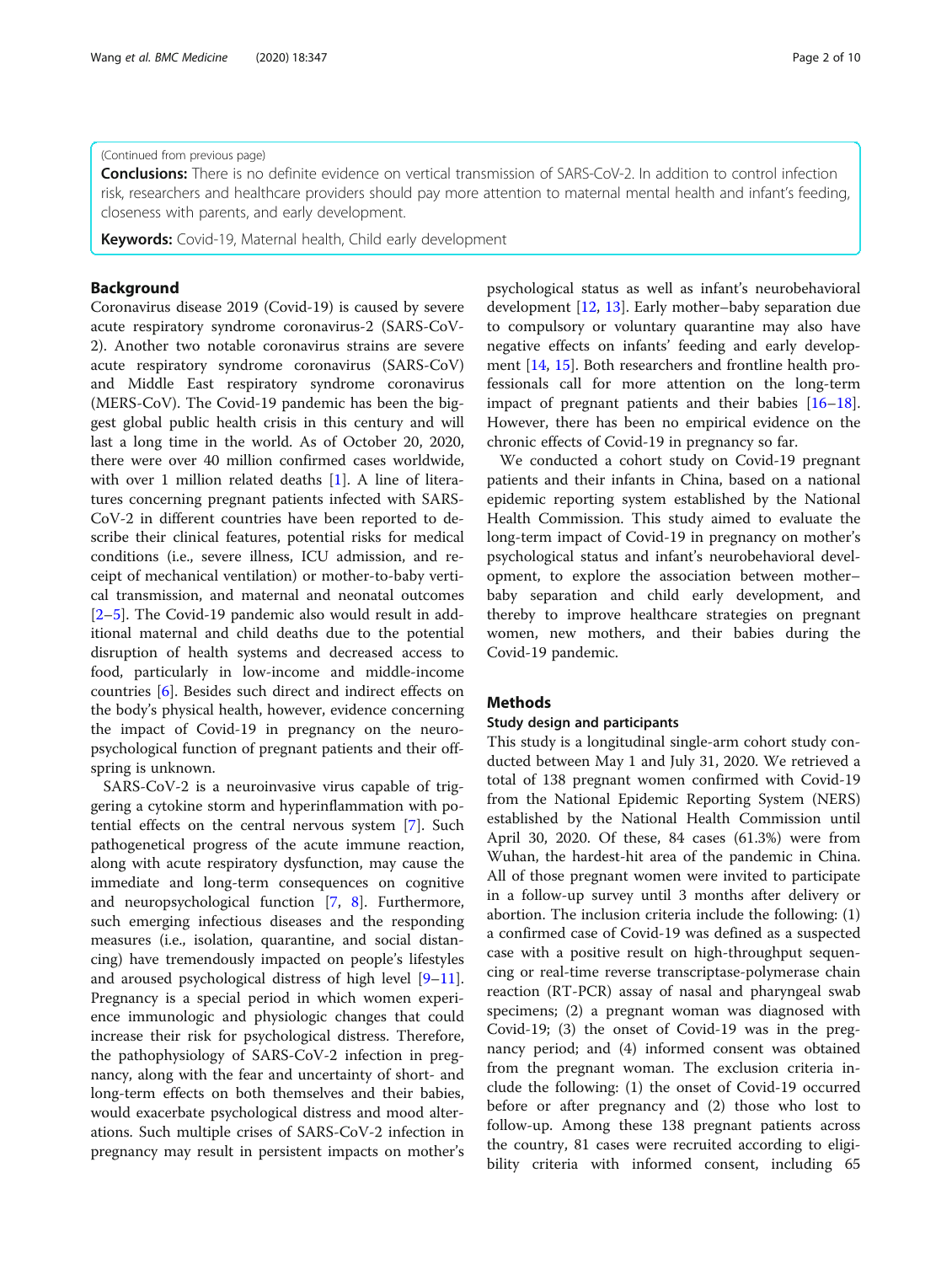(Continued from previous page)

**Conclusions:** There is no definite evidence on vertical transmission of SARS-CoV-2. In addition to control infection risk, researchers and healthcare providers should pay more attention to maternal mental health and infant's feeding, closeness with parents, and early development.

**Keywords:** Covid-19, Maternal health, Child early development

## Background

Coronavirus disease 2019 (Covid-19) is caused by severe acute respiratory syndrome coronavirus-2 (SARS-CoV-2). Another two notable coronavirus strains are severe acute respiratory syndrome coronavirus (SARS-CoV) and Middle East respiratory syndrome coronavirus (MERS-CoV). The Covid-19 pandemic has been the biggest global public health crisis in this century and will last a long time in the world. As of October 20, 2020, there were over 40 million confirmed cases worldwide, with over 1 million related deaths [1]. A line of literatures concerning pregnant patients infected with SARS-CoV-2 in different countries have been reported to describe their clinical features, potential risks for medical conditions (i.e., severe illness, ICU admission, and receipt of mechanical ventilation) or mother-to-baby vertical transmission, and maternal and neonatal outcomes [2–5]. The Covid-19 pandemic also would result in additional maternal and child deaths due to the potential disruption of health systems and decreased access to food, particularly in low-income and middle-income countries [6]. Besides such direct and indirect effects on the body's physical health, however, evidence concerning the impact of Covid-19 in pregnancy on the neuropsychological function of pregnant patients and their offspring is unknown.

SARS-CoV-2 is a neuroinvasive virus capable of triggering a cytokine storm and hyperinflammation with potential effects on the central nervous system [7]. Such pathogenetical progress of the acute immune reaction, along with acute respiratory dysfunction, may cause the immediate and long-term consequences on cognitive and neuropsychological function [7, 8]. Furthermore, such emerging infectious diseases and the responding measures (i.e., isolation, quarantine, and social distancing) have tremendously impacted on people's lifestyles and aroused psychological distress of high level [9–11]. Pregnancy is a special period in which women experience immunologic and physiologic changes that could increase their risk for psychological distress. Therefore, the pathophysiology of SARS-CoV-2 infection in pregnancy, along with the fear and uncertainty of short- and long-term effects on both themselves and their babies, would exacerbate psychological distress and mood alterations. Such multiple crises of SARS-CoV-2 infection in pregnancy may result in persistent impacts on mother's psychological status as well as infant's neurobehavioral development [12, 13]. Early mother–baby separation due to compulsory or voluntary quarantine may also have negative effects on infants' feeding and early development [14, 15]. Both researchers and frontline health professionals call for more attention on the long-term impact of pregnant patients and their babies [16–18]. However, there has been no empirical evidence on the chronic effects of Covid-19 in pregnancy so far.

We conducted a cohort study on Covid-19 pregnant patients and their infants in China, based on a national epidemic reporting system established by the National Health Commission. This study aimed to evaluate the long-term impact of Covid-19 in pregnancy on mother's psychological status and infant's neurobehavioral development, to explore the association between mother–baby separation and child early development, and thereby to improve healthcare strategies on pregnant women, new mothers, and their babies during the Covid-19 pandemic.

## Methods

### Study design and participants

This study is a longitudinal single-arm cohort study conducted between May 1 and July 31, 2020. We retrieved a total of 138 pregnant women confirmed with Covid-19 from the National Epidemic Reporting System (NERS) established by the National Health Commission until April 30, 2020. Of these, 84 cases (61.3%) were from Wuhan, the hardest-hit area of the pandemic in China. All of those pregnant women were invited to participate in a follow-up survey until 3 months after delivery or abortion. The inclusion criteria include the following: (1) a confirmed case of Covid-19 was defined as a suspected case with a positive result on high-throughput sequencing or real-time reverse transcriptase-polymerase chain reaction (RT-PCR) assay of nasal and pharyngeal swab specimens; (2) a pregnant woman was diagnosed with Covid-19; (3) the onset of Covid-19 was in the pregnancy period; and (4) informed consent was obtained from the pregnant woman. The exclusion criteria include the following: (1) the onset of Covid-19 occurred before or after pregnancy and (2) those who lost to follow-up. Among these 138 pregnant patients across the country, 81 cases were recruited according to eligibility criteria with informed consent, including 65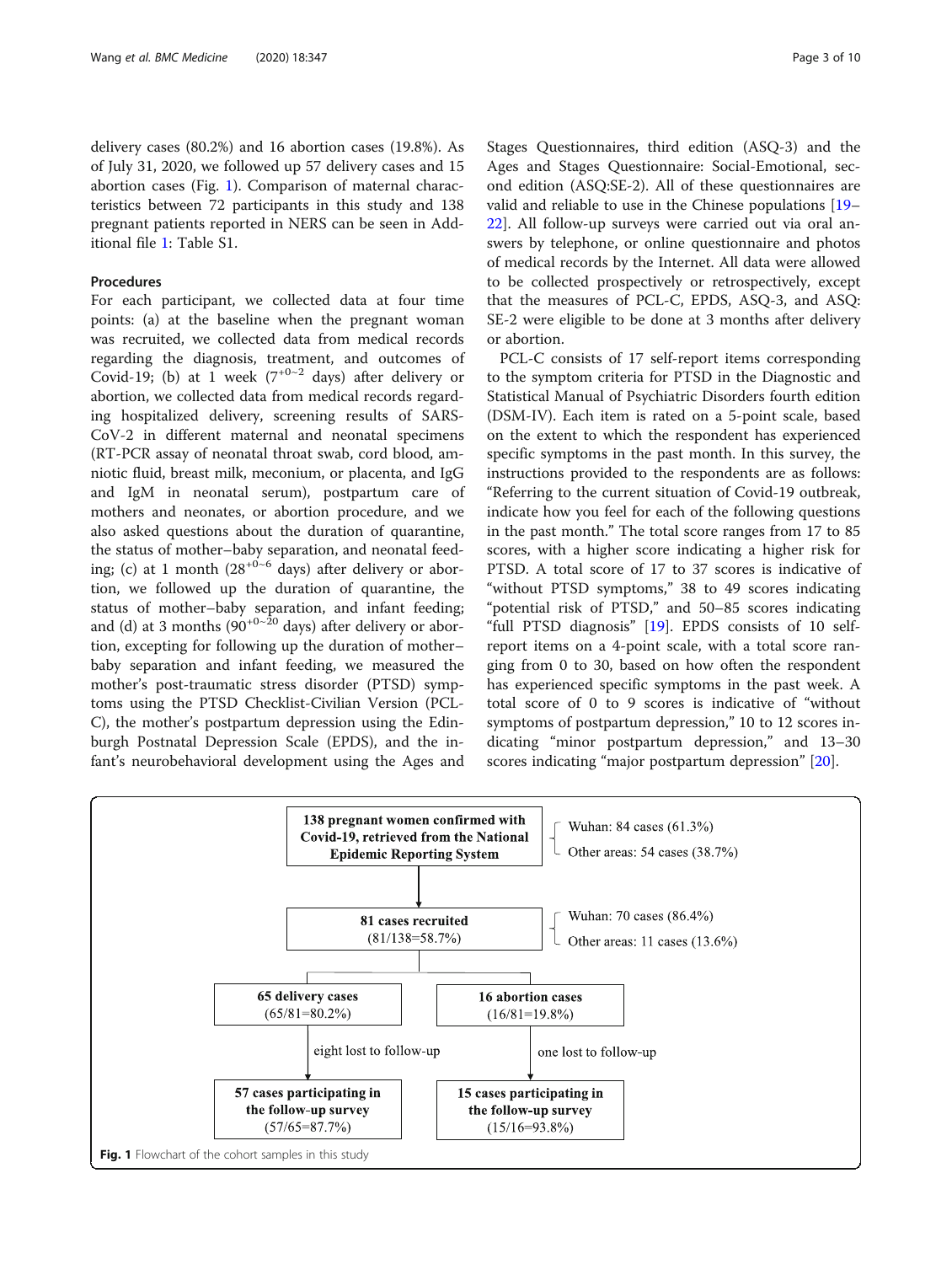delivery cases (80.2%) and 16 abortion cases (19.8%). As of July 31, 2020, we followed up 57 delivery cases and 15 abortion cases (Fig. 1). Comparison of maternal characteristics between 72 participants in this study and 138 pregnant patients reported in NERS can be seen in Additional file 1: Table S1.

## Procedures

For each participant, we collected data at four time points: (a) at the baseline when the pregnant woman was recruited, we collected data from medical records regarding the diagnosis, treatment, and outcomes of Covid-19; (b) at 1 week ($7^{+0\sim2}$ days) after delivery or abortion, we collected data from medical records regarding hospitalized delivery, screening results of SARS-CoV-2 in different maternal and neonatal specimens (RT-PCR assay of neonatal throat swab, cord blood, amniotic fluid, breast milk, meconium, or placenta, and IgG and IgM in neonatal serum), postpartum care of mothers and neonates, or abortion procedure, and we also asked questions about the duration of quarantine, the status of mother–baby separation, and neonatal feeding; (c) at 1 month ($28^{+0\sim6}$ days) after delivery or abortion, we followed up the duration of quarantine, the status of mother–baby separation, and infant feeding; and (d) at 3 months ($90^{+0\sim20}$ days) after delivery or abortion, excepting for following up the duration of mother–baby separation and infant feeding, we measured the mother's post-traumatic stress disorder (PTSD) symptoms using the PTSD Checklist-Civilian Version (PCL-C), the mother's postpartum depression using the Edinburgh Postnatal Depression Scale (EPDS), and the infant's neurobehavioral development using the Ages and Stages Questionnaires, third edition (ASQ-3) and the Ages and Stages Questionnaire: Social-Emotional, second edition (ASQ:SE-2). All of these questionnaires are valid and reliable to use in the Chinese populations [19–22]. All follow-up surveys were carried out via oral answers by telephone, or online questionnaire and photos of medical records by the Internet. All data were allowed to be collected prospectively or retrospectively, except that the measures of PCL-C, EPDS, ASQ-3, and ASQ: SE-2 were eligible to be done at 3 months after delivery or abortion.

PCL-C consists of 17 self-report items corresponding to the symptom criteria for PTSD in the Diagnostic and Statistical Manual of Psychiatric Disorders fourth edition (DSM-IV). Each item is rated on a 5-point scale, based on the extent to which the respondent has experienced specific symptoms in the past month. In this survey, the instructions provided to the respondents are as follows: "Referring to the current situation of Covid-19 outbreak, indicate how you feel for each of the following questions in the past month." The total score ranges from 17 to 85 scores, with a higher score indicating a higher risk for PTSD. A total score of 17 to 37 scores is indicative of "without PTSD symptoms," 38 to 49 scores indicating "potential risk of PTSD," and 50–85 scores indicating "full PTSD diagnosis" [19]. EPDS consists of 10 self-report items on a 4-point scale, with a total score ranging from 0 to 30, based on how often the respondent has experienced specific symptoms in the past week. A total score of 0 to 9 scores is indicative of "without symptoms of postpartum depression," 10 to 12 scores indicating "minor postpartum depression," and 13–30 scores indicating "major postpartum depression" [20].

**138 pregnant women confirmed with Covid-19, retrieved from the National Epidemic Reporting System**
- Wuhan: 84 cases (61.3%)
- Other areas: 54 cases (38.7%)

↓

**81 cases recruited** (81/138=58.7%)
- Wuhan: 70 cases (86.4%)
- Other areas: 11 cases (13.6%)

↓

**65 delivery cases** (65/81=80.2%) → eight lost to follow-up → **57 cases participating in the follow-up survey** (57/65=87.7%)

**16 abortion cases** (16/81=19.8%) → one lost to follow-up → **15 cases participating in the follow-up survey** (15/16=93.8%)

**Fig. 1** Flowchart of the cohort samples in this study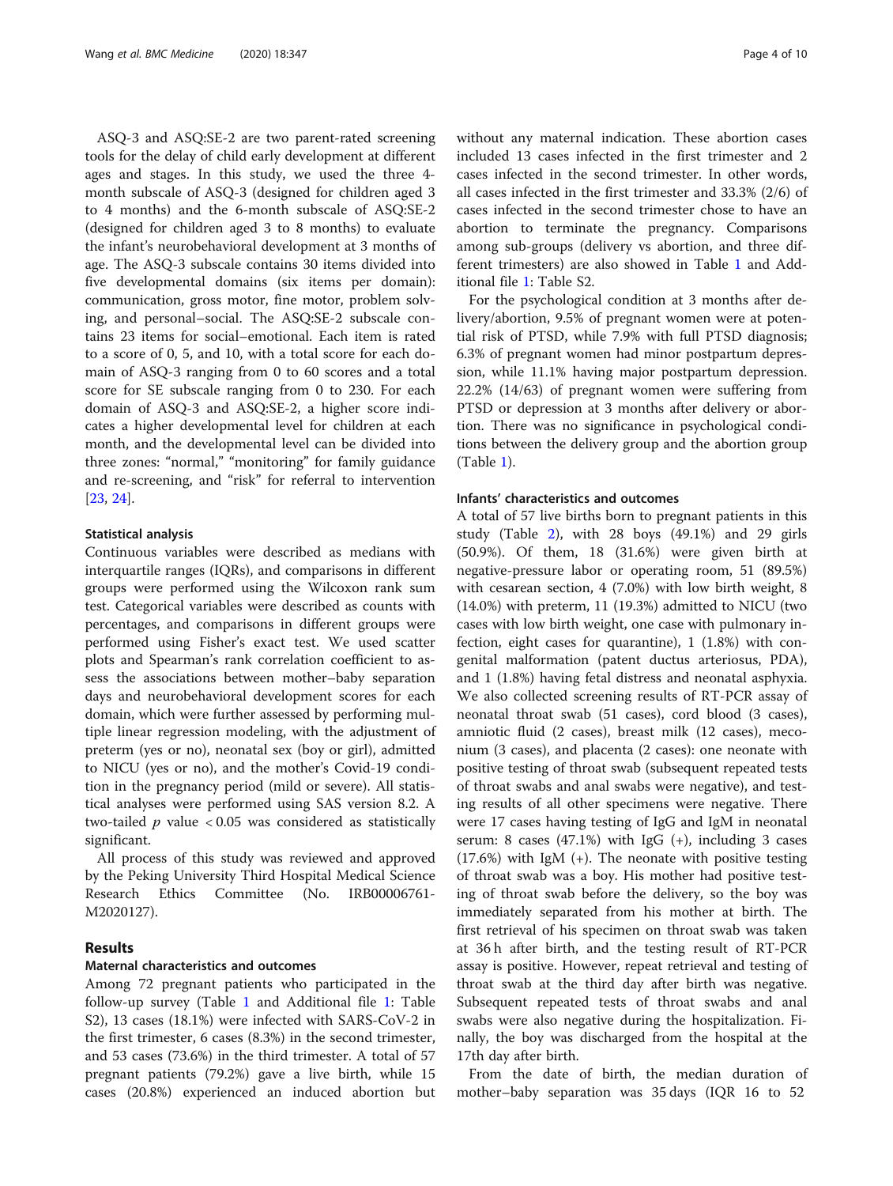ASQ-3 and ASQ:SE-2 are two parent-rated screening tools for the delay of child early development at different ages and stages. In this study, we used the three 4-month subscale of ASQ-3 (designed for children aged 3 to 4 months) and the 6-month subscale of ASQ:SE-2 (designed for children aged 3 to 8 months) to evaluate the infant's neurobehavioral development at 3 months of age. The ASQ-3 subscale contains 30 items divided into five developmental domains (six items per domain): communication, gross motor, fine motor, problem solving, and personal–social. The ASQ:SE-2 subscale contains 23 items for social–emotional. Each item is rated to a score of 0, 5, and 10, with a total score for each domain of ASQ-3 ranging from 0 to 60 scores and a total score for SE subscale ranging from 0 to 230. For each domain of ASQ-3 and ASQ:SE-2, a higher score indicates a higher developmental level for children at each month, and the developmental level can be divided into three zones: "normal," "monitoring" for family guidance and re-screening, and "risk" for referral to intervention [23, 24].

### Statistical analysis

Continuous variables were described as medians with interquartile ranges (IQRs), and comparisons in different groups were performed using the Wilcoxon rank sum test. Categorical variables were described as counts with percentages, and comparisons in different groups were performed using Fisher's exact test. We used scatter plots and Spearman's rank correlation coefficient to assess the associations between mother–baby separation days and neurobehavioral development scores for each domain, which were further assessed by performing multiple linear regression modeling, with the adjustment of preterm (yes or no), neonatal sex (boy or girl), admitted to NICU (yes or no), and the mother's Covid-19 condition in the pregnancy period (mild or severe). All statistical analyses were performed using SAS version 8.2. A two-tailed $p$ value $< 0.05$ was considered as statistically significant.

All process of this study was reviewed and approved by the Peking University Third Hospital Medical Science Research Ethics Committee (No. IRB00006761-M2020127).

## Results

### Maternal characteristics and outcomes

Among 72 pregnant patients who participated in the follow-up survey (Table 1 and Additional file 1: Table S2), 13 cases (18.1%) were infected with SARS-CoV-2 in the first trimester, 6 cases (8.3%) in the second trimester, and 53 cases (73.6%) in the third trimester. A total of 57 pregnant patients (79.2%) gave a live birth, while 15 cases (20.8%) experienced an induced abortion but without any maternal indication. These abortion cases included 13 cases infected in the first trimester and 2 cases infected in the second trimester. In other words, all cases infected in the first trimester and 33.3% (2/6) of cases infected in the second trimester chose to have an abortion to terminate the pregnancy. Comparisons among sub-groups (delivery vs abortion, and three different trimesters) are also showed in Table 1 and Additional file 1: Table S2.

For the psychological condition at 3 months after delivery/abortion, 9.5% of pregnant women were at potential risk of PTSD, while 7.9% with full PTSD diagnosis; 6.3% of pregnant women had minor postpartum depression, while 11.1% having major postpartum depression. 22.2% (14/63) of pregnant women were suffering from PTSD or depression at 3 months after delivery or abortion. There was no significance in psychological conditions between the delivery group and the abortion group (Table 1).

### Infants' characteristics and outcomes

A total of 57 live births born to pregnant patients in this study (Table 2), with 28 boys (49.1%) and 29 girls (50.9%). Of them, 18 (31.6%) were given birth at negative-pressure labor or operating room, 51 (89.5%) with cesarean section, 4 (7.0%) with low birth weight, 8 (14.0%) with preterm, 11 (19.3%) admitted to NICU (two cases with low birth weight, one case with pulmonary infection, eight cases for quarantine), 1 (1.8%) with congenital malformation (patent ductus arteriosus, PDA), and 1 (1.8%) having fetal distress and neonatal asphyxia. We also collected screening results of RT-PCR assay of neonatal throat swab (51 cases), cord blood (3 cases), amniotic fluid (2 cases), breast milk (12 cases), meconium (3 cases), and placenta (2 cases): one neonate with positive testing of throat swab (subsequent repeated tests of throat swabs and anal swabs were negative), and testing results of all other specimens were negative. There were 17 cases having testing of IgG and IgM in neonatal serum: 8 cases (47.1%) with IgG (+), including 3 cases (17.6%) with IgM (+). The neonate with positive testing of throat swab was a boy. His mother had positive testing of throat swab before the delivery, so the boy was immediately separated from his mother at birth. The first retrieval of his specimen on throat swab was taken at 36 h after birth, and the testing result of RT-PCR assay is positive. However, repeat retrieval and testing of throat swab at the third day after birth was negative. Subsequent repeated tests of throat swabs and anal swabs were also negative during the hospitalization. Finally, the boy was discharged from the hospital at the 17th day after birth.

From the date of birth, the median duration of mother–baby separation was 35 days (IQR 16 to 52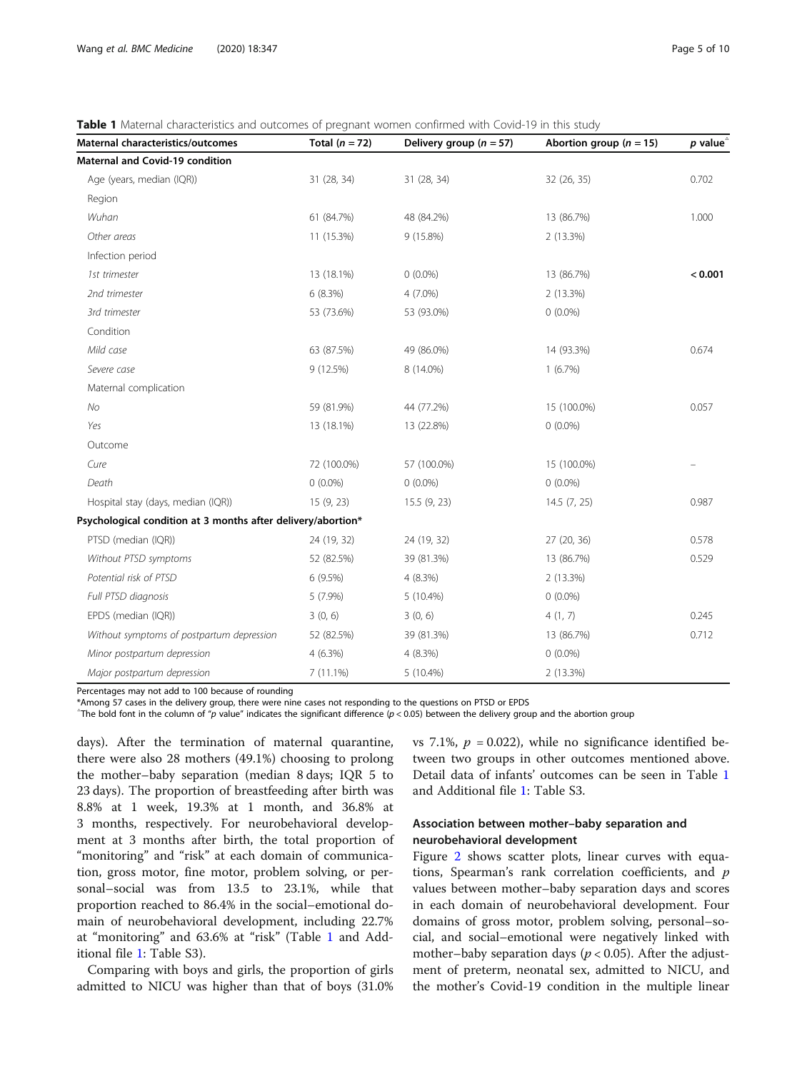**Table 1** Maternal characteristics and outcomes of pregnant women confirmed with Covid-19 in this study

| Maternal characteristics/outcomes | Total ($n = 72$) | Delivery group ($n = 57$) | Abortion group ($n = 15$) | $p$ value^ |
|---|---|---|---|---|
| **Maternal and Covid-19 condition** | | | | |
| Age (years, median (IQR)) | 31 (28, 34) | 31 (28, 34) | 32 (26, 35) | 0.702 |
| Region | | | | |
| *Wuhan* | 61 (84.7%) | 48 (84.2%) | 13 (86.7%) | 1.000 |
| *Other areas* | 11 (15.3%) | 9 (15.8%) | 2 (13.3%) | |
| Infection period | | | | |
| *1st trimester* | 13 (18.1%) | 0 (0.0%) | 13 (86.7%) | **< 0.001** |
| *2nd trimester* | 6 (8.3%) | 4 (7.0%) | 2 (13.3%) | |
| *3rd trimester* | 53 (73.6%) | 53 (93.0%) | 0 (0.0%) | |
| Condition | | | | |
| *Mild case* | 63 (87.5%) | 49 (86.0%) | 14 (93.3%) | 0.674 |
| *Severe case* | 9 (12.5%) | 8 (14.0%) | 1 (6.7%) | |
| Maternal complication | | | | |
| *No* | 59 (81.9%) | 44 (77.2%) | 15 (100.0%) | 0.057 |
| *Yes* | 13 (18.1%) | 13 (22.8%) | 0 (0.0%) | |
| Outcome | | | | |
| *Cure* | 72 (100.0%) | 57 (100.0%) | 15 (100.0%) | – |
| *Death* | 0 (0.0%) | 0 (0.0%) | 0 (0.0%) | |
| Hospital stay (days, median (IQR)) | 15 (9, 23) | 15.5 (9, 23) | 14.5 (7, 25) | 0.987 |
| **Psychological condition at 3 months after delivery/abortion*** | | | | |
| PTSD (median (IQR)) | 24 (19, 32) | 24 (19, 32) | 27 (20, 36) | 0.578 |
| *Without PTSD symptoms* | 52 (82.5%) | 39 (81.3%) | 13 (86.7%) | 0.529 |
| *Potential risk of PTSD* | 6 (9.5%) | 4 (8.3%) | 2 (13.3%) | |
| *Full PTSD diagnosis* | 5 (7.9%) | 5 (10.4%) | 0 (0.0%) | |
| EPDS (median (IQR)) | 3 (0, 6) | 3 (0, 6) | 4 (1, 7) | 0.245 |
| *Without symptoms of postpartum depression* | 52 (82.5%) | 39 (81.3%) | 13 (86.7%) | 0.712 |
| *Minor postpartum depression* | 4 (6.3%) | 4 (8.3%) | 0 (0.0%) | |
| *Major postpartum depression* | 7 (11.1%) | 5 (10.4%) | 2 (13.3%) | |

Percentages may not add to 100 because of rounding

*Among 57 cases in the delivery group, there were nine cases not responding to the questions on PTSD or EPDS

^The bold font in the column of "$p$ value" indicates the significant difference ($p < 0.05$) between the delivery group and the abortion group

days). After the termination of maternal quarantine, there were also 28 mothers (49.1%) choosing to prolong the mother–baby separation (median 8 days; IQR 5 to 23 days). The proportion of breastfeeding after birth was 8.8% at 1 week, 19.3% at 1 month, and 36.8% at 3 months, respectively. For neurobehavioral development at 3 months after birth, the total proportion of "monitoring" and "risk" at each domain of communication, gross motor, fine motor, problem solving, or personal–social was from 13.5 to 23.1%, while that proportion reached to 86.4% in the social–emotional domain of neurobehavioral development, including 22.7% at "monitoring" and 63.6% at "risk" (Table 1 and Additional file 1: Table S3).

Comparing with boys and girls, the proportion of girls admitted to NICU was higher than that of boys (31.0% vs 7.1%, $p = 0.022$), while no significance identified between two groups in other outcomes mentioned above. Detail data of infants' outcomes can be seen in Table 1 and Additional file 1: Table S3.

## Association between mother–baby separation and neurobehavioral development

Figure 2 shows scatter plots, linear curves with equations, Spearman's rank correlation coefficients, and $p$ values between mother–baby separation days and scores in each domain of neurobehavioral development. Four domains of gross motor, problem solving, personal–social, and social–emotional were negatively linked with mother–baby separation days ($p < 0.05$). After the adjustment of preterm, neonatal sex, admitted to NICU, and the mother's Covid-19 condition in the multiple linear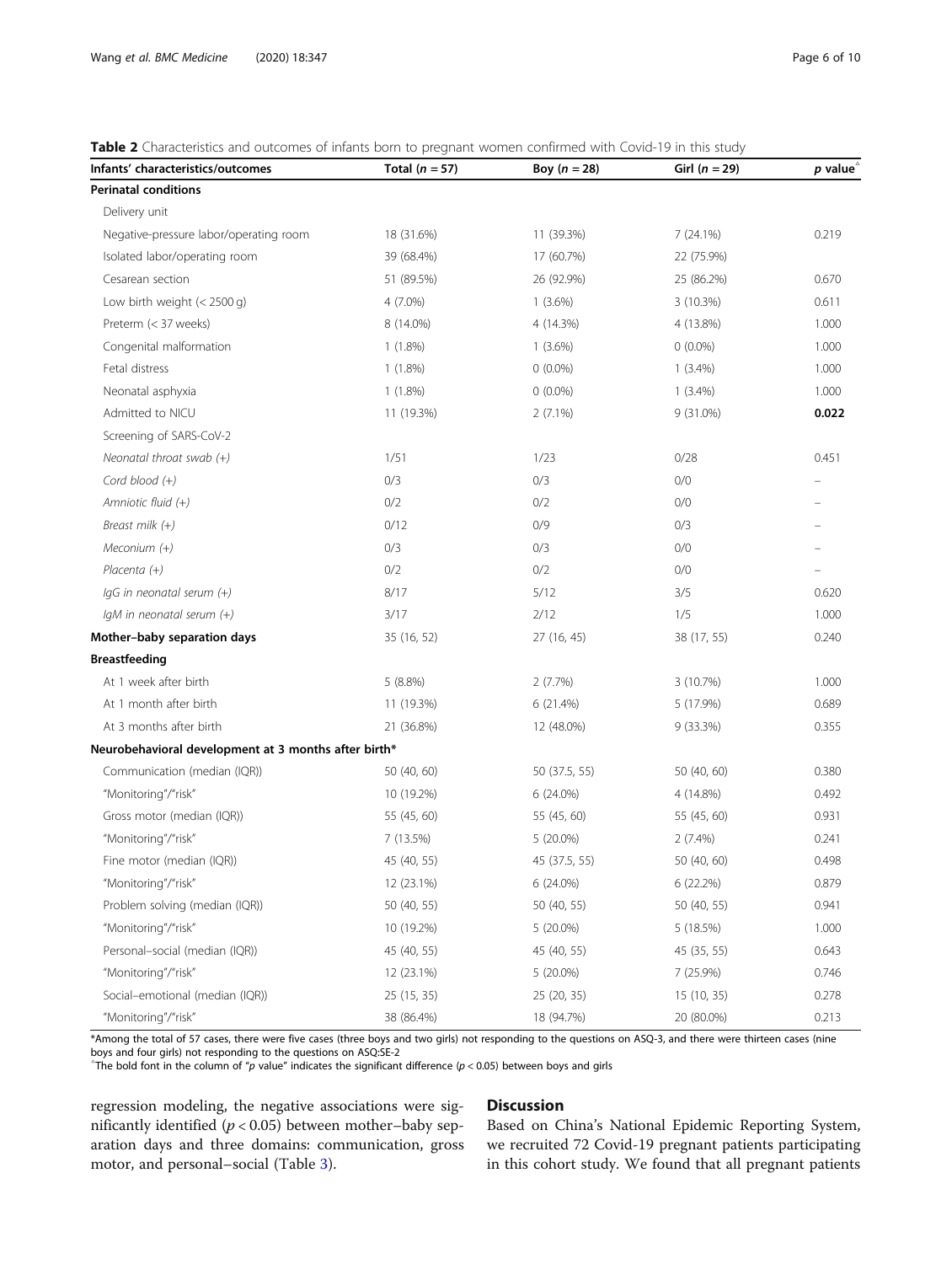**Table 2** Characteristics and outcomes of infants born to pregnant women confirmed with Covid-19 in this study

| Infants' characteristics/outcomes | Total ($n$ = 57) | Boy ($n$ = 28) | Girl ($n$ = 29) | $p$ value[△] |
|---|---|---|---|---|
| **Perinatal conditions** | | | | |
| Delivery unit | | | | |
| Negative-pressure labor/operating room | 18 (31.6%) | 11 (39.3%) | 7 (24.1%) | 0.219 |
| Isolated labor/operating room | 39 (68.4%) | 17 (60.7%) | 22 (75.9%) | |
| Cesarean section | 51 (89.5%) | 26 (92.9%) | 25 (86.2%) | 0.670 |
| Low birth weight (< 2500 g) | 4 (7.0%) | 1 (3.6%) | 3 (10.3%) | 0.611 |
| Preterm (< 37 weeks) | 8 (14.0%) | 4 (14.3%) | 4 (13.8%) | 1.000 |
| Congenital malformation | 1 (1.8%) | 1 (3.6%) | 0 (0.0%) | 1.000 |
| Fetal distress | 1 (1.8%) | 0 (0.0%) | 1 (3.4%) | 1.000 |
| Neonatal asphyxia | 1 (1.8%) | 0 (0.0%) | 1 (3.4%) | 1.000 |
| Admitted to NICU | 11 (19.3%) | 2 (7.1%) | 9 (31.0%) | **0.022** |
| Screening of SARS-CoV-2 | | | | |
| *Neonatal throat swab (+)* | 1/51 | 1/23 | 0/28 | 0.451 |
| *Cord blood (+)* | 0/3 | 0/3 | 0/0 | – |
| *Amniotic fluid (+)* | 0/2 | 0/2 | 0/0 | – |
| *Breast milk (+)* | 0/12 | 0/9 | 0/3 | – |
| *Meconium (+)* | 0/3 | 0/3 | 0/0 | – |
| *Placenta (+)* | 0/2 | 0/2 | 0/0 | – |
| *IgG in neonatal serum (+)* | 8/17 | 5/12 | 3/5 | 0.620 |
| *IgM in neonatal serum (+)* | 3/17 | 2/12 | 1/5 | 1.000 |
| **Mother–baby separation days** | 35 (16, 52) | 27 (16, 45) | 38 (17, 55) | 0.240 |
| **Breastfeeding** | | | | |
| At 1 week after birth | 5 (8.8%) | 2 (7.7%) | 3 (10.7%) | 1.000 |
| At 1 month after birth | 11 (19.3%) | 6 (21.4%) | 5 (17.9%) | 0.689 |
| At 3 months after birth | 21 (36.8%) | 12 (48.0%) | 9 (33.3%) | 0.355 |
| **Neurobehavioral development at 3 months after birth*** | | | | |
| Communication (median (IQR)) | 50 (40, 60) | 50 (37.5, 55) | 50 (40, 60) | 0.380 |
| "Monitoring"/"risk" | 10 (19.2%) | 6 (24.0%) | 4 (14.8%) | 0.492 |
| Gross motor (median (IQR)) | 55 (45, 60) | 55 (45, 60) | 55 (45, 60) | 0.931 |
| "Monitoring"/"risk" | 7 (13.5%) | 5 (20.0%) | 2 (7.4%) | 0.241 |
| Fine motor (median (IQR)) | 45 (40, 55) | 45 (37.5, 55) | 50 (40, 60) | 0.498 |
| "Monitoring"/"risk" | 12 (23.1%) | 6 (24.0%) | 6 (22.2%) | 0.879 |
| Problem solving (median (IQR)) | 50 (40, 55) | 50 (40, 55) | 50 (40, 55) | 0.941 |
| "Monitoring"/"risk" | 10 (19.2%) | 5 (20.0%) | 5 (18.5%) | 1.000 |
| Personal–social (median (IQR)) | 45 (40, 55) | 45 (40, 55) | 45 (35, 55) | 0.643 |
| "Monitoring"/"risk" | 12 (23.1%) | 5 (20.0%) | 7 (25.9%) | 0.746 |
| Social–emotional (median (IQR)) | 25 (15, 35) | 25 (20, 35) | 15 (10, 35) | 0.278 |
| "Monitoring"/"risk" | 38 (86.4%) | 18 (94.7%) | 20 (80.0%) | 0.213 |

*Among the total of 57 cases, there were five cases (three boys and two girls) not responding to the questions on ASQ-3, and there were thirteen cases (nine boys and four girls) not responding to the questions on ASQ:SE-2

[△]The bold font in the column of "$p$ value" indicates the significant difference ($p < 0.05$) between boys and girls

regression modeling, the negative associations were significantly identified ($p < 0.05$) between mother–baby separation days and three domains: communication, gross motor, and personal–social (Table 3).

## Discussion

Based on China's National Epidemic Reporting System, we recruited 72 Covid-19 pregnant patients participating in this cohort study. We found that all pregnant patients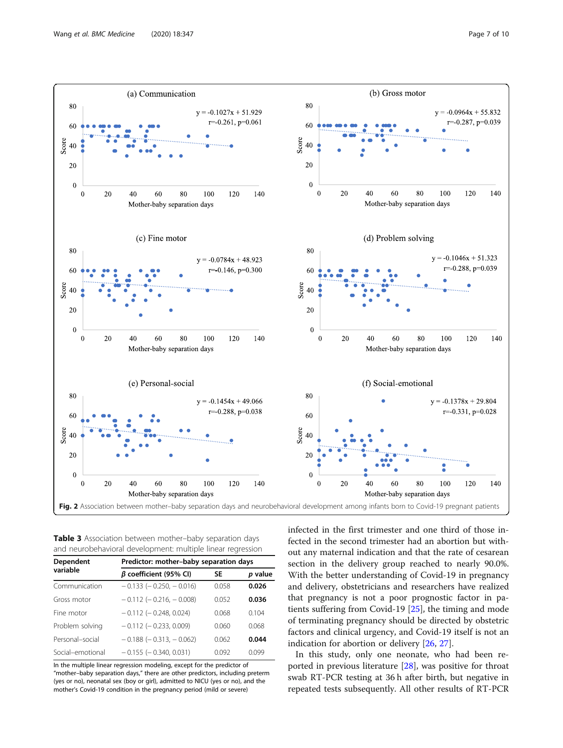Fig. 2 Association between mother–baby separation days and neurobehavioral development among infants born to Covid-19 pregnant patients

**Table 3** Association between mother–baby separation days and neurobehavioral development: multiple linear regression

| Dependent variable | Predictor: mother–baby separation days | | |
|---|---|---|---|
| | *β* coefficient (95% CI) | SE | *p* value |
| Communication | − 0.133 (− 0.250, − 0.016) | 0.058 | **0.026** |
| Gross motor | − 0.112 (− 0.216, − 0.008) | 0.052 | **0.036** |
| Fine motor | − 0.112 (− 0.248, 0.024) | 0.068 | 0.104 |
| Problem solving | − 0.112 (− 0.233, 0.009) | 0.060 | 0.068 |
| Personal–social | − 0.188 (− 0.313, − 0.062) | 0.062 | **0.044** |
| Social–emotional | − 0.155 (− 0.340, 0.031) | 0.092 | 0.099 |

In the multiple linear regression modeling, except for the predictor of "mother–baby separation days," there are other predictors, including preterm (yes or no), neonatal sex (boy or girl), admitted to NICU (yes or no), and the mother's Covid-19 condition in the pregnancy period (mild or severe)

infected in the first trimester and one third of those infected in the second trimester had an abortion but without any maternal indication and that the rate of cesarean section in the delivery group reached to nearly 90.0%. With the better understanding of Covid-19 in pregnancy and delivery, obstetricians and researchers have realized that pregnancy is not a poor prognostic factor in patients suffering from Covid-19 [25], the timing and mode of terminating pregnancy should be directed by obstetric factors and clinical urgency, and Covid-19 itself is not an indication for abortion or delivery [26, 27].

In this study, only one neonate, who had been reported in previous literature [28], was positive for throat swab RT-PCR testing at 36 h after birth, but negative in repeated tests subsequently. All other results of RT-PCR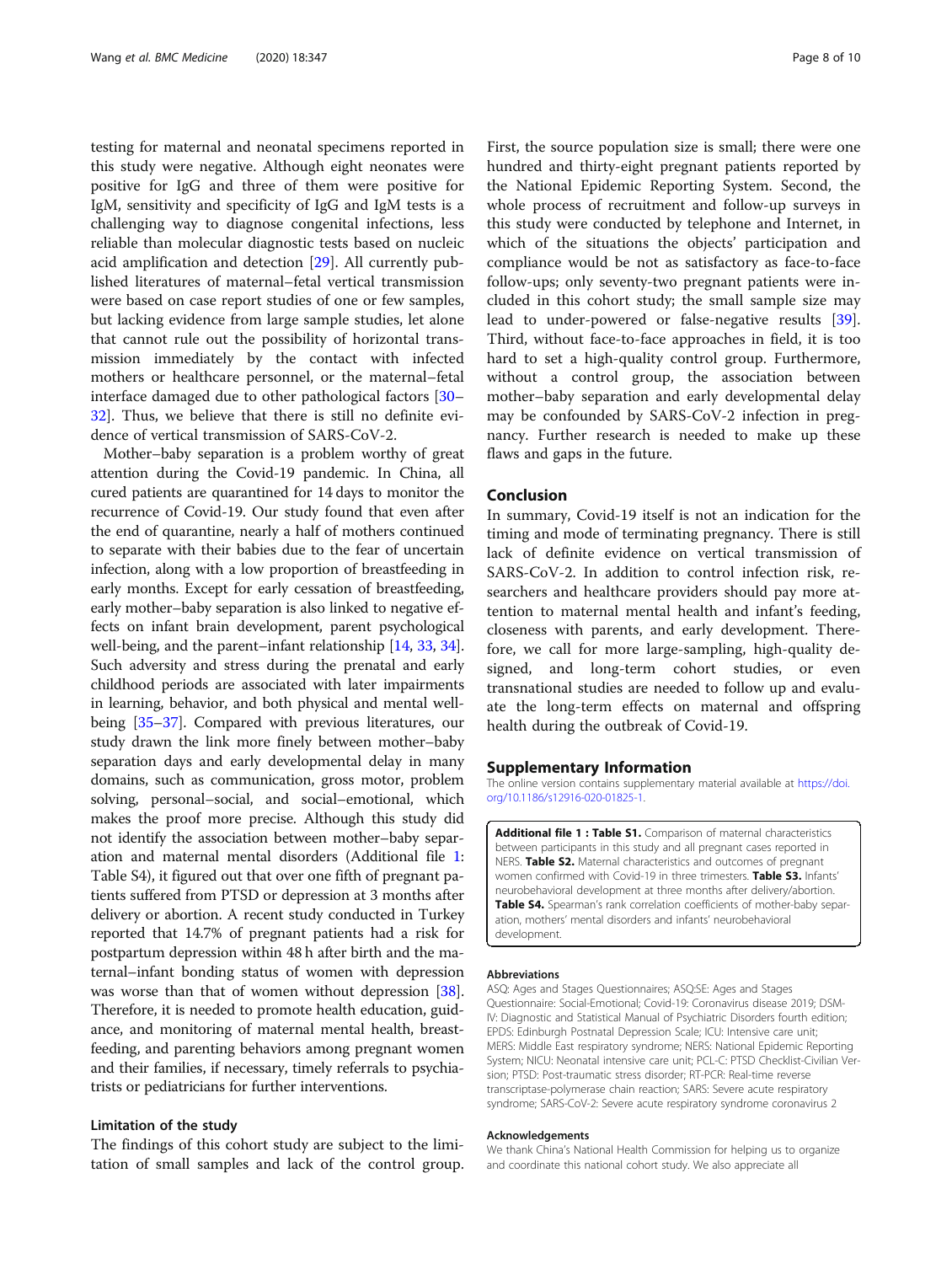testing for maternal and neonatal specimens reported in this study were negative. Although eight neonates were positive for IgG and three of them were positive for IgM, sensitivity and specificity of IgG and IgM tests is a challenging way to diagnose congenital infections, less reliable than molecular diagnostic tests based on nucleic acid amplification and detection [29]. All currently published literatures of maternal–fetal vertical transmission were based on case report studies of one or few samples, but lacking evidence from large sample studies, let alone that cannot rule out the possibility of horizontal transmission immediately by the contact with infected mothers or healthcare personnel, or the maternal–fetal interface damaged due to other pathological factors [30–32]. Thus, we believe that there is still no definite evidence of vertical transmission of SARS-CoV-2.

Mother–baby separation is a problem worthy of great attention during the Covid-19 pandemic. In China, all cured patients are quarantined for 14 days to monitor the recurrence of Covid-19. Our study found that even after the end of quarantine, nearly a half of mothers continued to separate with their babies due to the fear of uncertain infection, along with a low proportion of breastfeeding in early months. Except for early cessation of breastfeeding, early mother–baby separation is also linked to negative effects on infant brain development, parent psychological well-being, and the parent–infant relationship [14, 33, 34]. Such adversity and stress during the prenatal and early childhood periods are associated with later impairments in learning, behavior, and both physical and mental well-being [35–37]. Compared with previous literatures, our study drawn the link more finely between mother–baby separation days and early developmental delay in many domains, such as communication, gross motor, problem solving, personal–social, and social–emotional, which makes the proof more precise. Although this study did not identify the association between mother–baby separation and maternal mental disorders (Additional file 1: Table S4), it figured out that over one fifth of pregnant patients suffered from PTSD or depression at 3 months after delivery or abortion. A recent study conducted in Turkey reported that 14.7% of pregnant patients had a risk for postpartum depression within 48 h after birth and the maternal–infant bonding status of women with depression was worse than that of women without depression [38]. Therefore, it is needed to promote health education, guidance, and monitoring of maternal mental health, breastfeeding, and parenting behaviors among pregnant women and their families, if necessary, timely referrals to psychiatrists or pediatricians for further interventions.

### Limitation of the study

The findings of this cohort study are subject to the limitation of small samples and lack of the control group. First, the source population size is small; there were one hundred and thirty-eight pregnant patients reported by the National Epidemic Reporting System. Second, the whole process of recruitment and follow-up surveys in this study were conducted by telephone and Internet, in which of the situations the objects' participation and compliance would be not as satisfactory as face-to-face follow-ups; only seventy-two pregnant patients were included in this cohort study; the small sample size may lead to under-powered or false-negative results [39]. Third, without face-to-face approaches in field, it is too hard to set a high-quality control group. Furthermore, without a control group, the association between mother–baby separation and early developmental delay may be confounded by SARS-CoV-2 infection in pregnancy. Further research is needed to make up these flaws and gaps in the future.

## Conclusion

In summary, Covid-19 itself is not an indication for the timing and mode of terminating pregnancy. There is still lack of definite evidence on vertical transmission of SARS-CoV-2. In addition to control infection risk, researchers and healthcare providers should pay more attention to maternal mental health and infant's feeding, closeness with parents, and early development. Therefore, we call for more large-sampling, high-quality designed, and long-term cohort studies, or even transnational studies are needed to follow up and evaluate the long-term effects on maternal and offspring health during the outbreak of Covid-19.

## Supplementary Information

The online version contains supplementary material available at https://doi.org/10.1186/s12916-020-01825-1.

**Additional file 1 : Table S1.** Comparison of maternal characteristics between participants in this study and all pregnant cases reported in NERS. **Table S2.** Maternal characteristics and outcomes of pregnant women confirmed with Covid-19 in three trimesters. **Table S3.** Infants' neurobehavioral development at three months after delivery/abortion. **Table S4.** Spearman's rank correlation coefficients of mother-baby separation, mothers' mental disorders and infants' neurobehavioral development.

#### Abbreviations

ASQ: Ages and Stages Questionnaires; ASQ:SE: Ages and Stages Questionnaire: Social-Emotional; Covid-19: Coronavirus disease 2019; DSM-IV: Diagnostic and Statistical Manual of Psychiatric Disorders fourth edition; EPDS: Edinburgh Postnatal Depression Scale; ICU: Intensive care unit; MERS: Middle East respiratory syndrome; NERS: National Epidemic Reporting System; NICU: Neonatal intensive care unit; PCL-C: PTSD Checklist-Civilian Version; PTSD: Post-traumatic stress disorder; RT-PCR: Real-time reverse transcriptase-polymerase chain reaction; SARS: Severe acute respiratory syndrome; SARS-CoV-2: Severe acute respiratory syndrome coronavirus 2

#### Acknowledgements

We thank China's National Health Commission for helping us to organize and coordinate this national cohort study. We also appreciate all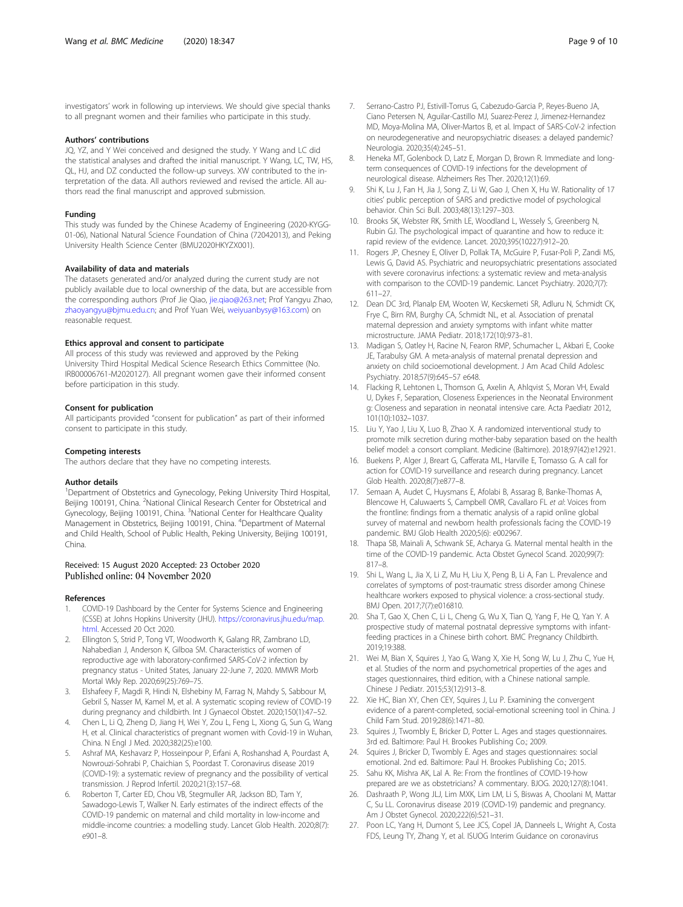investigators' work in following up interviews. We should give special thanks to all pregnant women and their families who participate in this study.

### Authors' contributions

JQ, YZ, and Y Wei conceived and designed the study. Y Wang and LC did the statistical analyses and drafted the initial manuscript. Y Wang, LC, TW, HS, QL, HJ, and DZ conducted the follow-up surveys. XW contributed to the interpretation of the data. All authors reviewed and revised the article. All authors read the final manuscript and approved submission.

### Funding

This study was funded by the Chinese Academy of Engineering (2020-KYGG-01-06), National Natural Science Foundation of China (72042013), and Peking University Health Science Center (BMU2020HKYZX001).

### Availability of data and materials

The datasets generated and/or analyzed during the current study are not publicly available due to local ownership of the data, but are accessible from the corresponding authors (Prof Jie Qiao, jie.qiao@263.net; Prof Yangyu Zhao, zhaoyangyu@bjmu.edu.cn; and Prof Yuan Wei, weiyuanbysy@163.com) on reasonable request.

### Ethics approval and consent to participate

All process of this study was reviewed and approved by the Peking University Third Hospital Medical Science Research Ethics Committee (No. IRB00006761-M2020127). All pregnant women gave their informed consent before participation in this study.

### Consent for publication

All participants provided "consent for publication" as part of their informed consent to participate in this study.

### Competing interests

The authors declare that they have no competing interests.

### Author details

[1]Department of Obstetrics and Gynecology, Peking University Third Hospital, Beijing 100191, China. [2]National Clinical Research Center for Obstetrical and Gynecology, Beijing 100191, China. [3]National Center for Healthcare Quality Management in Obstetrics, Beijing 100191, China. [4]Department of Maternal and Child Health, School of Public Health, Peking University, Beijing 100191, China.

Received: 15 August 2020 Accepted: 23 October 2020
Published online: 04 November 2020

### References

1. COVID-19 Dashboard by the Center for Systems Science and Engineering (CSSE) at Johns Hopkins University (JHU). https://coronavirus.jhu.edu/map.html. Accessed 20 Oct 2020.
2. Ellington S, Strid P, Tong VT, Woodworth K, Galang RR, Zambrano LD, Nahabedian J, Anderson K, Gilboa SM. Characteristics of women of reproductive age with laboratory-confirmed SARS-CoV-2 infection by pregnancy status - United States, January 22-June 7, 2020. MMWR Morb Mortal Wkly Rep. 2020;69(25):769–75.
3. Elshafeey F, Magdi R, Hindi N, Elshebiny M, Farrag N, Mahdy S, Sabbour M, Gebril S, Nasser M, Kamel M, et al. A systematic scoping review of COVID-19 during pregnancy and childbirth. Int J Gynaecol Obstet. 2020;150(1):47–52.
4. Chen L, Li Q, Zheng D, Jiang H, Wei Y, Zou L, Feng L, Xiong G, Sun G, Wang H, et al. Clinical characteristics of pregnant women with Covid-19 in Wuhan, China. N Engl J Med. 2020;382(25):e100.
5. Ashraf MA, Keshavarz P, Hosseinpour P, Erfani A, Roshanshad A, Pourdast A, Nowrouzi-Sohrabi P, Chaichian S, Poordast T. Coronavirus disease 2019 (COVID-19): a systematic review of pregnancy and the possibility of vertical transmission. J Reprod Infertil. 2020;21(3):157–68.
6. Roberton T, Carter ED, Chou VB, Stegmuller AR, Jackson BD, Tam Y, Sawadogo-Lewis T, Walker N. Early estimates of the indirect effects of the COVID-19 pandemic on maternal and child mortality in low-income and middle-income countries: a modelling study. Lancet Glob Health. 2020;8(7):e901–8.
7. Serrano-Castro PJ, Estivill-Torrus G, Cabezudo-Garcia P, Reyes-Bueno JA, Ciano Petersen N, Aguilar-Castillo MJ, Suarez-Perez J, Jimenez-Hernandez MD, Moya-Molina MA, Oliver-Martos B, et al. Impact of SARS-CoV-2 infection on neurodegenerative and neuropsychiatric diseases: a delayed pandemic? Neurologia. 2020;35(4):245–51.
8. Heneka MT, Golenbock D, Latz E, Morgan D, Brown R. Immediate and long-term consequences of COVID-19 infections for the development of neurological disease. Alzheimers Res Ther. 2020;12(1):69.
9. Shi K, Lu J, Fan H, Jia J, Song Z, Li W, Gao J, Chen X, Hu W. Rationality of 17 cities' public perception of SARS and predictive model of psychological behavior. Chin Sci Bull. 2003;48(13):1297–303.
10. Brooks SK, Webster RK, Smith LE, Woodland L, Wessely S, Greenberg N, Rubin GJ. The psychological impact of quarantine and how to reduce it: rapid review of the evidence. Lancet. 2020;395(10227):912–20.
11. Rogers JP, Chesney E, Oliver D, Pollak TA, McGuire P, Fusar-Poli P, Zandi MS, Lewis G, David AS. Psychiatric and neuropsychiatric presentations associated with severe coronavirus infections: a systematic review and meta-analysis with comparison to the COVID-19 pandemic. Lancet Psychiatry. 2020;7(7):611–27.
12. Dean DC 3rd, Planalp EM, Wooten W, Kecskemeti SR, Adluru N, Schmidt CK, Frye C, Birn RM, Burghy CA, Schmidt NL, et al. Association of prenatal maternal depression and anxiety symptoms with infant white matter microstructure. JAMA Pediatr. 2018;172(10):973–81.
13. Madigan S, Oatley H, Racine N, Fearon RMP, Schumacher L, Akbari E, Cooke JE, Tarabulsy GM. A meta-analysis of maternal prenatal depression and anxiety on child socioemotional development. J Am Acad Child Adolesc Psychiatry. 2018;57(9):645–57 e648.
14. Flacking R, Lehtonen L, Thomson G, Axelin A, Ahlqvist S, Moran VH, Ewald U, Dykes F, Separation, Closeness Experiences in the Neonatal Environment g: Closeness and separation in neonatal intensive care. Acta Paediatr 2012, 101(10):1032–1037.
15. Liu Y, Yao J, Liu X, Luo B, Zhao X. A randomized interventional study to promote milk secretion during mother-baby separation based on the health belief model: a consort compliant. Medicine (Baltimore). 2018;97(42):e12921.
16. Buekens P, Alger J, Breart G, Cafferata ML, Harville E, Tomasso G. A call for action for COVID-19 surveillance and research during pregnancy. Lancet Glob Health. 2020;8(7):e877–8.
17. Semaan A, Audet C, Huysmans E, Afolabi B, Assarag B, Banke-Thomas A, Blencowe H, Caluwaerts S, Campbell OMR, Cavallaro FL *et al*: Voices from the frontline: findings from a thematic analysis of a rapid online global survey of maternal and newborn health professionals facing the COVID-19 pandemic. BMJ Glob Health 2020;5(6): e002967.
18. Thapa SB, Mainali A, Schwank SE, Acharya G. Maternal mental health in the time of the COVID-19 pandemic. Acta Obstet Gynecol Scand. 2020;99(7):817–8.
19. Shi L, Wang L, Jia X, Li Z, Mu H, Liu X, Peng B, Li A, Fan L. Prevalence and correlates of symptoms of post-traumatic stress disorder among Chinese healthcare workers exposed to physical violence: a cross-sectional study. BMJ Open. 2017;7(7):e016810.
20. Sha T, Gao X, Chen C, Li L, Cheng G, Wu X, Tian Q, Yang F, He Q, Yan Y. A prospective study of maternal postnatal depressive symptoms with infant-feeding practices in a Chinese birth cohort. BMC Pregnancy Childbirth. 2019;19:388.
21. Wei M, Bian X, Squires J, Yao G, Wang X, Xie H, Song W, Lu J, Zhu C, Yue H, et al. Studies of the norm and psychometrical properties of the ages and stages questionnaires, third edition, with a Chinese national sample. Chinese J Pediatr. 2015;53(12):913–8.
22. Xie HC, Bian XY, Chen CEY, Squires J, Lu P. Examining the convergent evidence of a parent-completed, social-emotional screening tool in China. J Child Fam Stud. 2019;28(6):1471–80.
23. Squires J, Twombly E, Bricker D, Potter L. Ages and stages questionnaires. 3rd ed. Baltimore: Paul H. Brookes Publishing Co.; 2009.
24. Squires J, Bricker D, Twombly E. Ages and stages questionnaires: social emotional. 2nd ed. Baltimore: Paul H. Brookes Publishing Co.; 2015.
25. Sahu KK, Mishra AK, Lal A. Re: From the frontlines of COVID-19-how prepared are we as obstetricians? A commentary. BJOG. 2020;127(8):1041.
26. Dashraath P, Wong JLJ, Lim MXK, Lim LM, Li S, Biswas A, Choolani M, Mattar C, Su LL. Coronavirus disease 2019 (COVID-19) pandemic and pregnancy. Am J Obstet Gynecol. 2020;222(6):521–31.
27. Poon LC, Yang H, Dumont S, Lee JCS, Copel JA, Danneels L, Wright A, Costa FDS, Leung TY, Zhang Y, et al. ISUOG Interim Guidance on coronavirus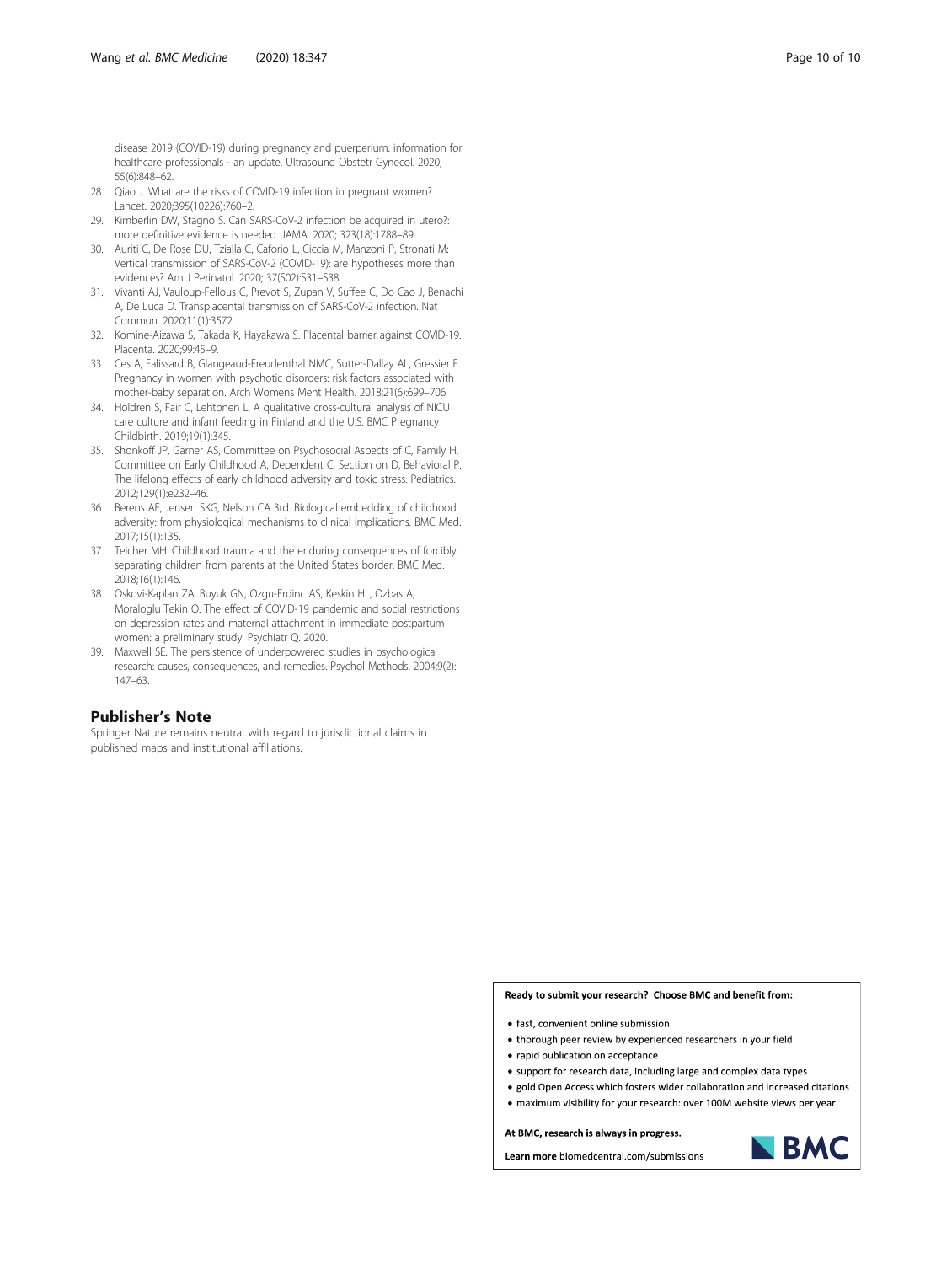disease 2019 (COVID-19) during pregnancy and puerperium: information for healthcare professionals - an update. Ultrasound Obstetr Gynecol. 2020; 55(6):848–62.

28. Qiao J. What are the risks of COVID-19 infection in pregnant women? Lancet. 2020;395(10226):760–2.
29. Kimberlin DW, Stagno S. Can SARS-CoV-2 infection be acquired in utero?: more definitive evidence is needed. JAMA. 2020; 323(18):1788–89.
30. Auriti C, De Rose DU, Tzialla C, Caforio L, Ciccia M, Manzoni P, Stronati M: Vertical transmission of SARS-CoV-2 (COVID-19): are hypotheses more than evidences? Am J Perinatol. 2020; 37(S02):S31–S38.
31. Vivanti AJ, Vauloup-Fellous C, Prevot S, Zupan V, Suffee C, Do Cao J, Benachi A, De Luca D. Transplacental transmission of SARS-CoV-2 infection. Nat Commun. 2020;11(1):3572.
32. Komine-Aizawa S, Takada K, Hayakawa S. Placental barrier against COVID-19. Placenta. 2020;99:45–9.
33. Ces A, Falissard B, Glangeaud-Freudenthal NMC, Sutter-Dallay AL, Gressier F. Pregnancy in women with psychotic disorders: risk factors associated with mother-baby separation. Arch Womens Ment Health. 2018;21(6):699–706.
34. Holdren S, Fair C, Lehtonen L. A qualitative cross-cultural analysis of NICU care culture and infant feeding in Finland and the U.S. BMC Pregnancy Childbirth. 2019;19(1):345.
35. Shonkoff JP, Garner AS, Committee on Psychosocial Aspects of C, Family H, Committee on Early Childhood A, Dependent C, Section on D, Behavioral P. The lifelong effects of early childhood adversity and toxic stress. Pediatrics. 2012;129(1):e232–46.
36. Berens AE, Jensen SKG, Nelson CA 3rd. Biological embedding of childhood adversity: from physiological mechanisms to clinical implications. BMC Med. 2017;15(1):135.
37. Teicher MH. Childhood trauma and the enduring consequences of forcibly separating children from parents at the United States border. BMC Med. 2018;16(1):146.
38. Oskovi-Kaplan ZA, Buyuk GN, Ozgu-Erdinc AS, Keskin HL, Ozbas A, Moraloglu Tekin O. The effect of COVID-19 pandemic and social restrictions on depression rates and maternal attachment in immediate postpartum women: a preliminary study. Psychiatr Q. 2020.
39. Maxwell SE. The persistence of underpowered studies in psychological research: causes, consequences, and remedies. Psychol Methods. 2004;9(2): 147–63.

## Publisher's Note

Springer Nature remains neutral with regard to jurisdictional claims in published maps and institutional affiliations.

**Ready to submit your research? Choose BMC and benefit from:**

- fast, convenient online submission
- thorough peer review by experienced researchers in your field
- rapid publication on acceptance
- support for research data, including large and complex data types
- gold Open Access which fosters wider collaboration and increased citations
- maximum visibility for your research: over 100M website views per year

**At BMC, research is always in progress.**

**Learn more** biomedcentral.com/submissions

BMC